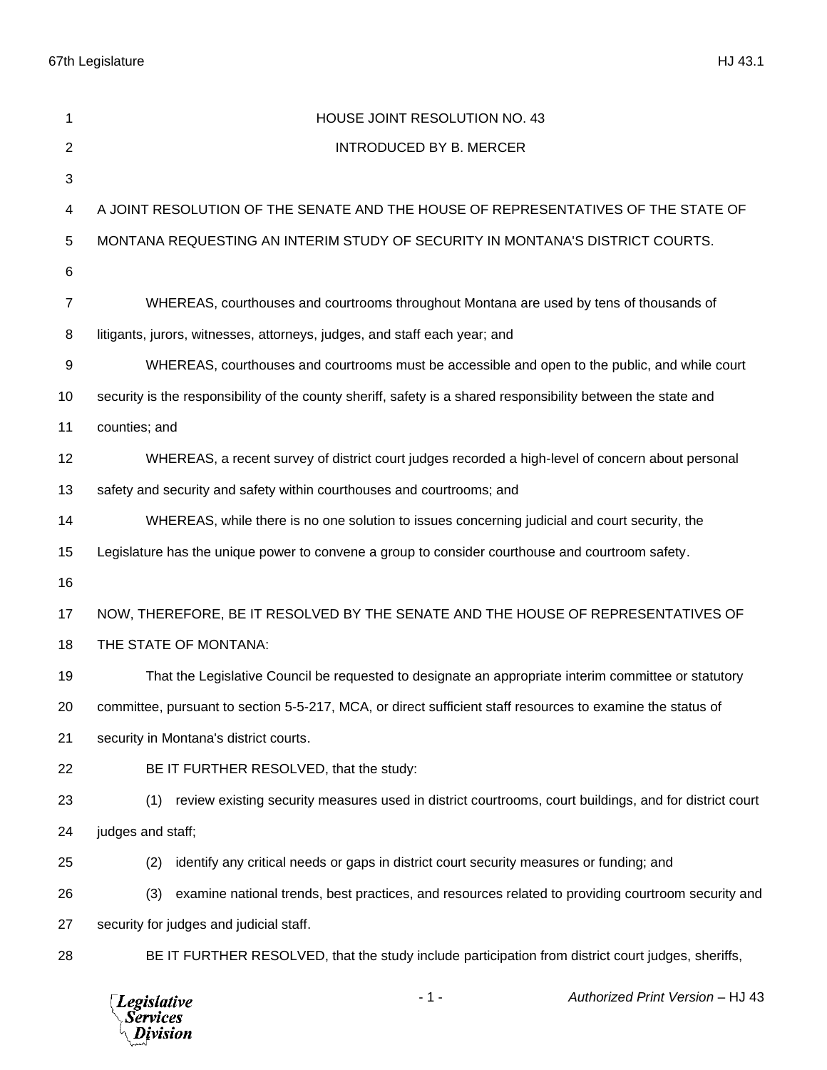# HOUSE JOINT RESOLUTION NO. 43

INTRODUCED BY B. MERCER

A JOINT RESOLUTION OF THE SENATE AND THE HOUSE OF REPRESENTATIVES OF THE STATE OF MONTANA REQUESTING AN INTERIM STUDY OF SECURITY IN MONTANA'S DISTRICT COURTS.

WHEREAS, courthouses and courtrooms throughout Montana are used by tens of thousands of litigants, jurors, witnesses, attorneys, judges, and staff each year; and

WHEREAS, courthouses and courtrooms must be accessible and open to the public, and while court security is the responsibility of the county sheriff, safety is a shared responsibility between the state and counties; and

WHEREAS, a recent survey of district court judges recorded a high-level of concern about personal safety and security and safety within courthouses and courtrooms; and

WHEREAS, while there is no one solution to issues concerning judicial and court security, the Legislature has the unique power to convene a group to consider courthouse and courtroom safety.

NOW, THEREFORE, BE IT RESOLVED BY THE SENATE AND THE HOUSE OF REPRESENTATIVES OF THE STATE OF MONTANA:

That the Legislative Council be requested to designate an appropriate interim committee or statutory committee, pursuant to section 5-5-217, MCA, or direct sufficient staff resources to examine the status of security in Montana's district courts.

BE IT FURTHER RESOLVED, that the study:

(1) review existing security measures used in district courtrooms, court buildings, and for district court judges and staff;

(2) identify any critical needs or gaps in district court security measures or funding; and

(3) examine national trends, best practices, and resources related to providing courtroom security and security for judges and judicial staff.

BE IT FURTHER RESOLVED, that the study include participation from district court judges, sheriffs,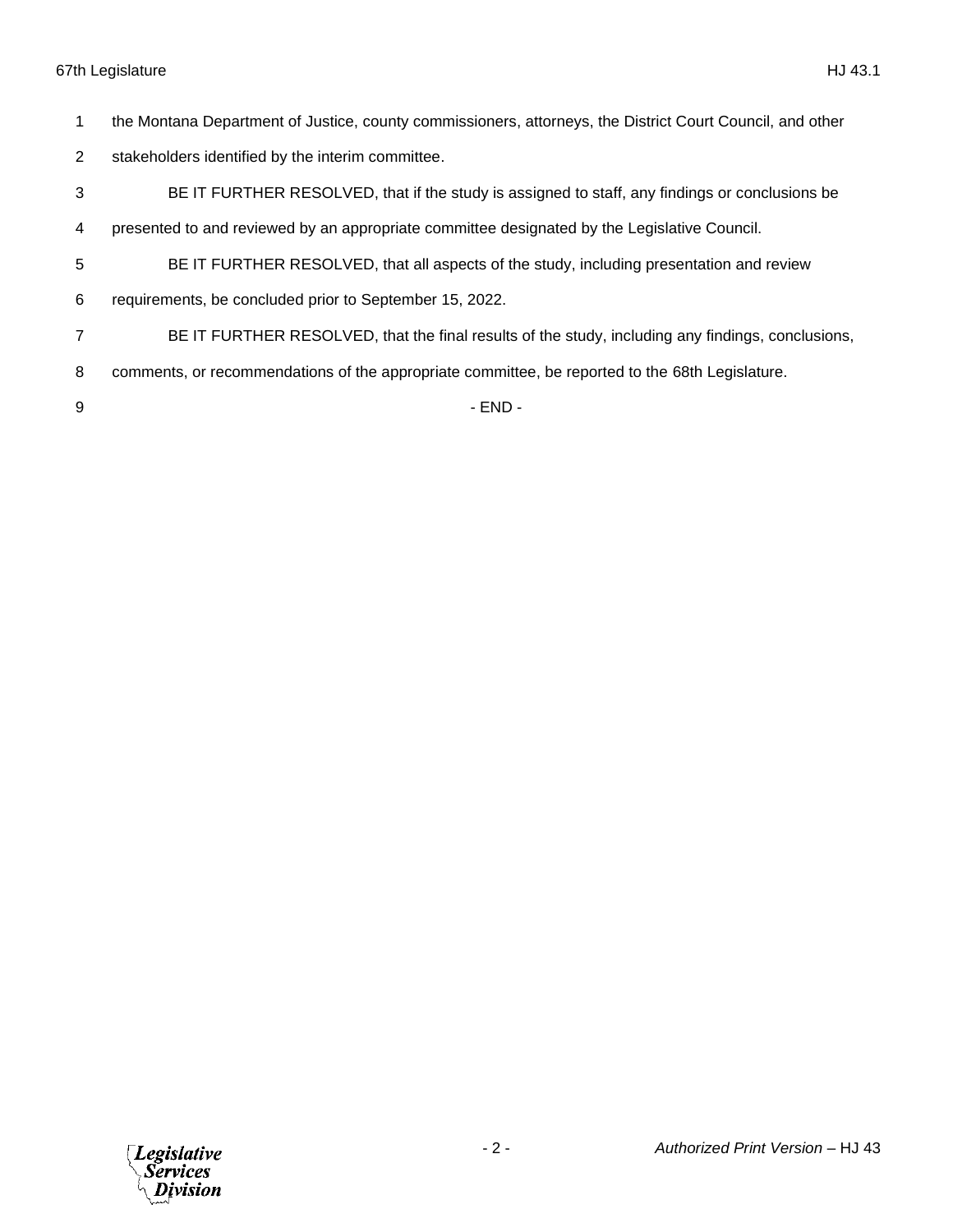the Montana Department of Justice, county commissioners, attorneys, the District Court Council, and other stakeholders identified by the interim committee.

BE IT FURTHER RESOLVED, that if the study is assigned to staff, any findings or conclusions be presented to and reviewed by an appropriate committee designated by the Legislative Council.

BE IT FURTHER RESOLVED, that all aspects of the study, including presentation and review requirements, be concluded prior to September 15, 2022.

BE IT FURTHER RESOLVED, that the final results of the study, including any findings, conclusions, comments, or recommendations of the appropriate committee, be reported to the 68th Legislature.

- END -